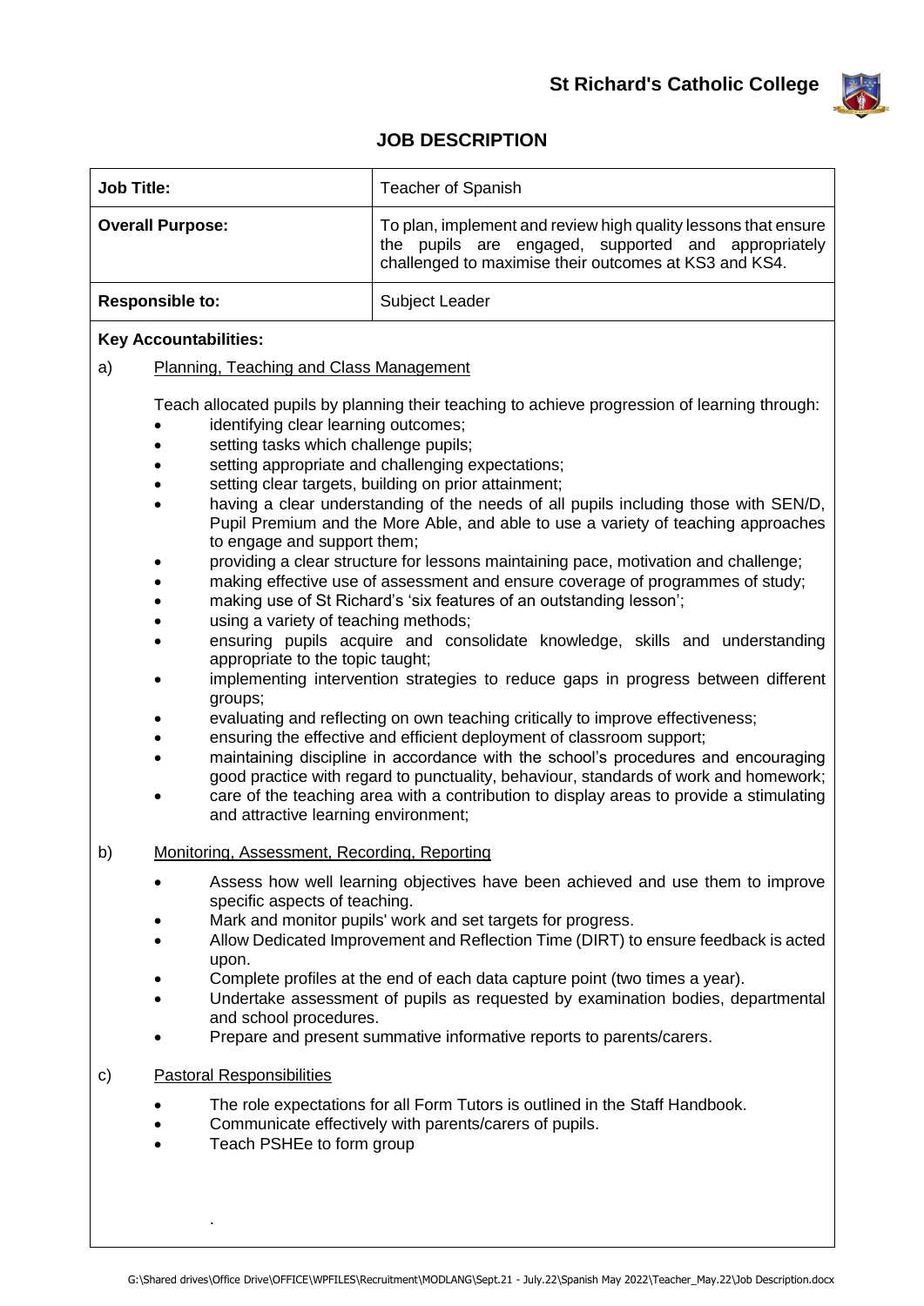**St Richard's Catholic College**

# JOB DESCRIPTION

| **Job Title:** | Teacher of Spanish |
|---|---|
| **Overall Purpose:** | To plan, implement and review high quality lessons that ensure the pupils are engaged, supported and appropriately challenged to maximise their outcomes at KS3 and KS4. |
| **Responsible to:** | Subject Leader |

**Key Accountabilities:**

a) Planning, Teaching and Class Management

Teach allocated pupils by planning their teaching to achieve progression of learning through:

- identifying clear learning outcomes;
- setting tasks which challenge pupils;
- setting appropriate and challenging expectations;
- setting clear targets, building on prior attainment;
- having a clear understanding of the needs of all pupils including those with SEN/D, Pupil Premium and the More Able, and able to use a variety of teaching approaches to engage and support them;
- providing a clear structure for lessons maintaining pace, motivation and challenge;
- making effective use of assessment and ensure coverage of programmes of study;
- making use of St Richard's 'six features of an outstanding lesson';
- using a variety of teaching methods;
- ensuring pupils acquire and consolidate knowledge, skills and understanding appropriate to the topic taught;
- implementing intervention strategies to reduce gaps in progress between different groups;
- evaluating and reflecting on own teaching critically to improve effectiveness;
- ensuring the effective and efficient deployment of classroom support;
- maintaining discipline in accordance with the school's procedures and encouraging good practice with regard to punctuality, behaviour, standards of work and homework;
- care of the teaching area with a contribution to display areas to provide a stimulating and attractive learning environment;

b) Monitoring, Assessment, Recording, Reporting

- Assess how well learning objectives have been achieved and use them to improve specific aspects of teaching.
- Mark and monitor pupils' work and set targets for progress.
- Allow Dedicated Improvement and Reflection Time (DIRT) to ensure feedback is acted upon.
- Complete profiles at the end of each data capture point (two times a year).
- Undertake assessment of pupils as requested by examination bodies, departmental and school procedures.
- Prepare and present summative informative reports to parents/carers.

c) Pastoral Responsibilities

- The role expectations for all Form Tutors is outlined in the Staff Handbook.
- Communicate effectively with parents/carers of pupils.
- Teach PSHEe to form group

G:\Shared drives\Office Drive\OFFICE\WPFILES\Recruitment\MODLANG\Sept.21 - July.22\Spanish May 2022\Teacher_May.22\Job Description.docx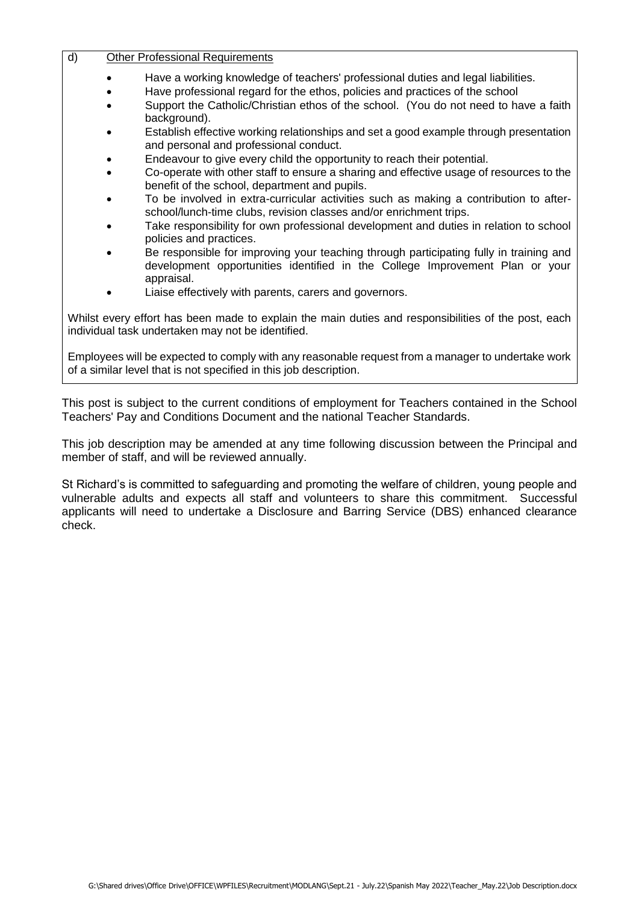d) Other Professional Requirements

- Have a working knowledge of teachers' professional duties and legal liabilities.
- Have professional regard for the ethos, policies and practices of the school
- Support the Catholic/Christian ethos of the school. (You do not need to have a faith background).
- Establish effective working relationships and set a good example through presentation and personal and professional conduct.
- Endeavour to give every child the opportunity to reach their potential.
- Co-operate with other staff to ensure a sharing and effective usage of resources to the benefit of the school, department and pupils.
- To be involved in extra-curricular activities such as making a contribution to after-school/lunch-time clubs, revision classes and/or enrichment trips.
- Take responsibility for own professional development and duties in relation to school policies and practices.
- Be responsible for improving your teaching through participating fully in training and development opportunities identified in the College Improvement Plan or your appraisal.
- Liaise effectively with parents, carers and governors.

Whilst every effort has been made to explain the main duties and responsibilities of the post, each individual task undertaken may not be identified.

Employees will be expected to comply with any reasonable request from a manager to undertake work of a similar level that is not specified in this job description.

This post is subject to the current conditions of employment for Teachers contained in the School Teachers' Pay and Conditions Document and the national Teacher Standards.

This job description may be amended at any time following discussion between the Principal and member of staff, and will be reviewed annually.

St Richard's is committed to safeguarding and promoting the welfare of children, young people and vulnerable adults and expects all staff and volunteers to share this commitment. Successful applicants will need to undertake a Disclosure and Barring Service (DBS) enhanced clearance check.